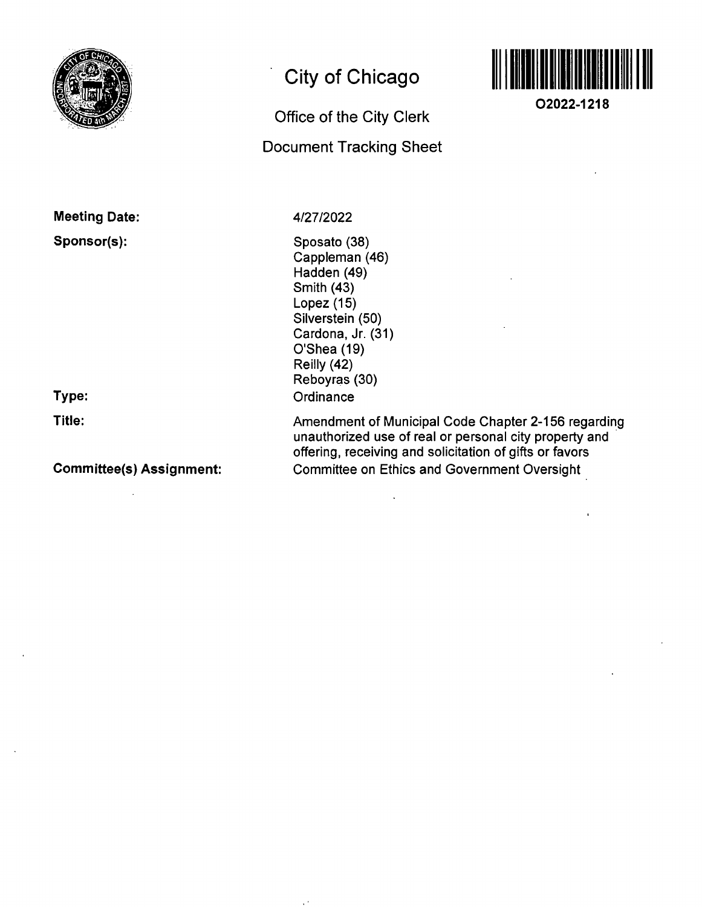# City of Chicago

## Office of the City Clerk

## Document Tracking Sheet

**O2022-1218**

**Meeting Date:** 4/27/2022

**Sponsor(s):**
Sposato (38)
Cappleman (46)
Hadden (49)
Smith (43)
Lopez (15)
Silverstein (50)
Cardona, Jr. (31)
O'Shea (19)
Reilly (42)
Reboyras (30)

**Type:** Ordinance

**Title:** Amendment of Municipal Code Chapter 2-156 regarding unauthorized use of real or personal city property and offering, receiving and solicitation of gifts or favors

**Committee(s) Assignment:** Committee on Ethics and Government Oversight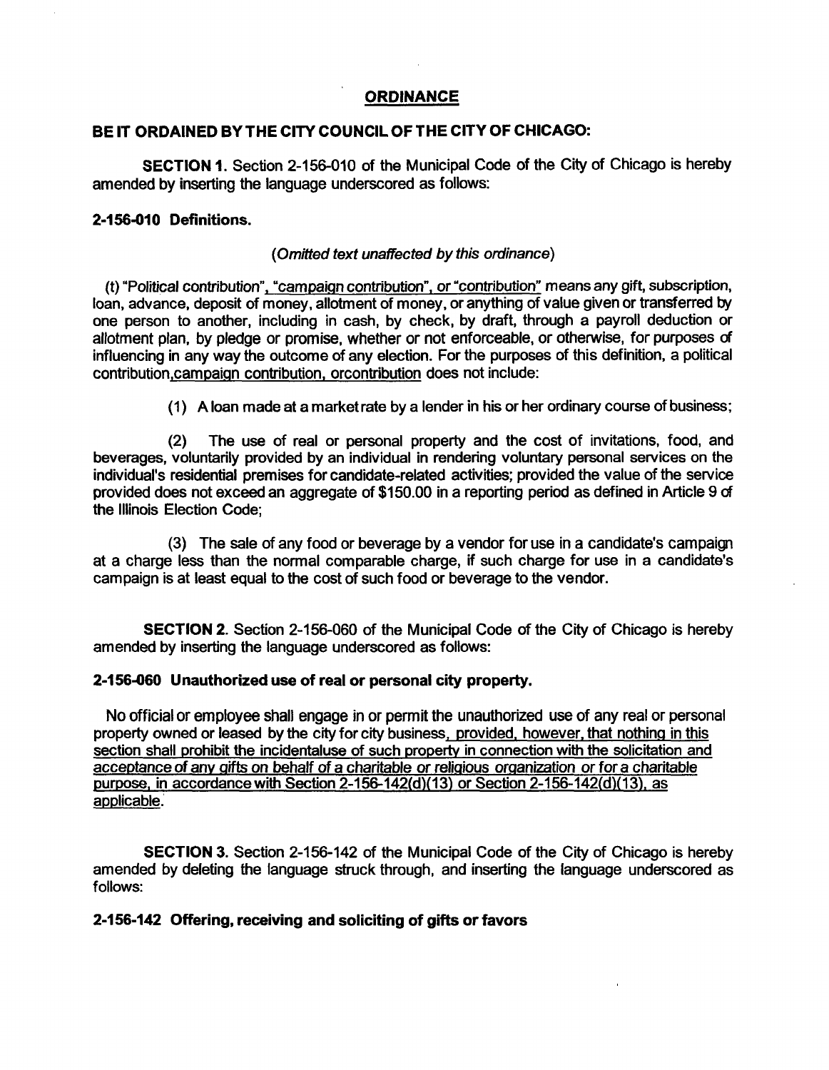## ORDINANCE

**BE IT ORDAINED BY THE CITY COUNCIL OF THE CITY OF CHICAGO:**

**SECTION 1.** Section 2-156-010 of the Municipal Code of the City of Chicago is hereby amended by inserting the language underscored as follows:

**2-156-010 Definitions.**

*(Omitted text unaffected by this ordinance)*

(t) "Political contribution", "campaign contribution", or "contribution" means any gift, subscription, loan, advance, deposit of money, allotment of money, or anything of value given or transferred by one person to another, including in cash, by check, by draft, through a payroll deduction or allotment plan, by pledge or promise, whether or not enforceable, or otherwise, for purposes of influencing in any way the outcome of any election. For the purposes of this definition, a political contribution,campaign contribution, orcontribution does not include:

(1) A loan made at a market rate by a lender in his or her ordinary course of business;

(2) The use of real or personal property and the cost of invitations, food, and beverages, voluntarily provided by an individual in rendering voluntary personal services on the individual's residential premises for candidate-related activities; provided the value of the service provided does not exceed an aggregate of $150.00 in a reporting period as defined in Article 9 of the Illinois Election Code;

(3) The sale of any food or beverage by a vendor for use in a candidate's campaign at a charge less than the normal comparable charge, if such charge for use in a candidate's campaign is at least equal to the cost of such food or beverage to the vendor.

**SECTION 2.** Section 2-156-060 of the Municipal Code of the City of Chicago is hereby amended by inserting the language underscored as follows:

**2-156-060 Unauthorized use of real or personal city property.**

No official or employee shall engage in or permit the unauthorized use of any real or personal property owned or leased by the city for city business, provided, however, that nothing in this section shall prohibit the incidentaluse of such property in connection with the solicitation and acceptance of any gifts on behalf of a charitable or religious organization or for a charitable purpose, in accordance with Section 2-156-142(d)(13) or Section 2-156-142(d)(13), as applicable.

**SECTION 3.** Section 2-156-142 of the Municipal Code of the City of Chicago is hereby amended by deleting the language struck through, and inserting the language underscored as follows:

**2-156-142 Offering, receiving and soliciting of gifts or favors**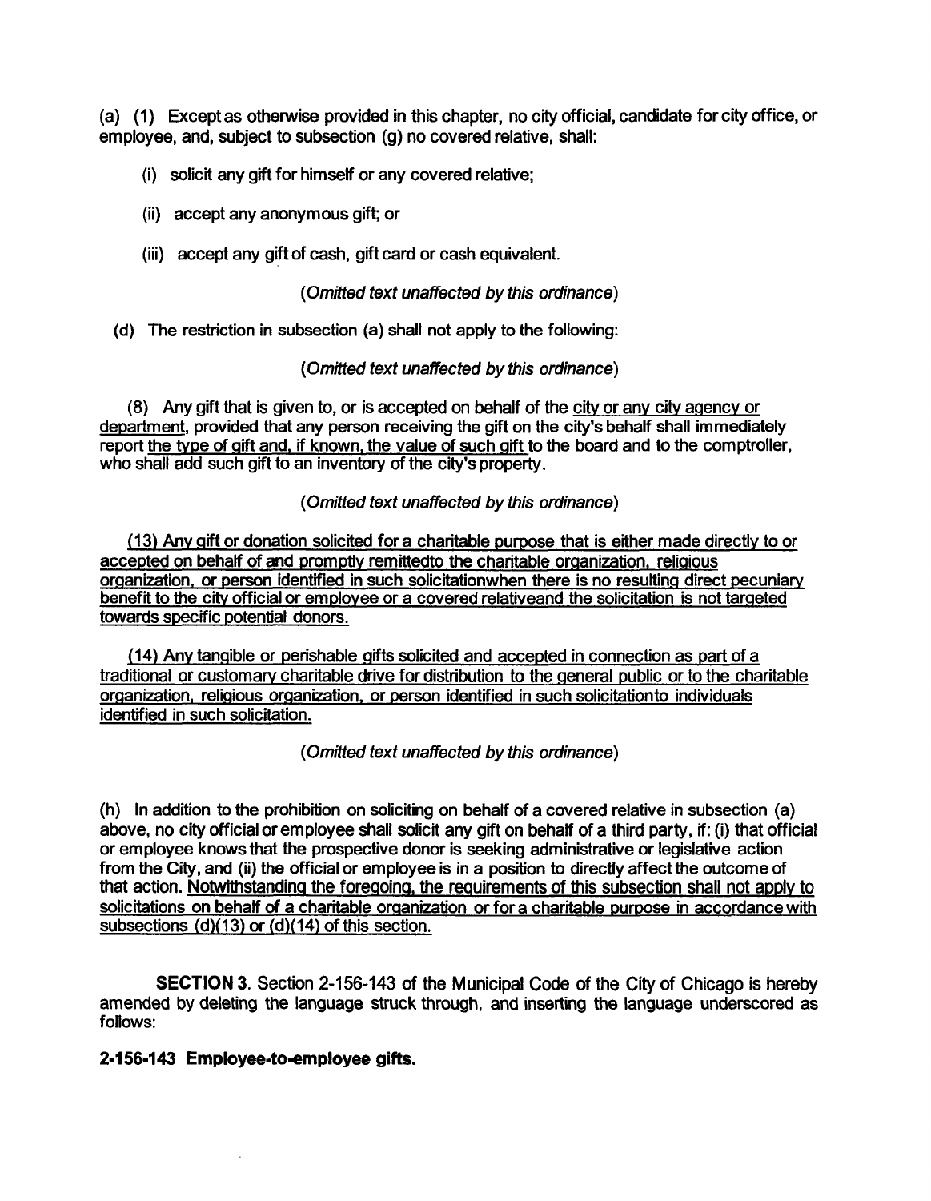(a) (1) Except as otherwise provided in this chapter, no city official, candidate for city office, or employee, and, subject to subsection (g) no covered relative, shall:

(i) solicit any gift for himself or any covered relative;

(ii) accept any anonymous gift; or

(iii) accept any gift of cash, gift card or cash equivalent.

*(Omitted text unaffected by this ordinance)*

(d) The restriction in subsection (a) shall not apply to the following:

*(Omitted text unaffected by this ordinance)*

(8) Any gift that is given to, or is accepted on behalf of the city or any city agency or department, provided that any person receiving the gift on the city's behalf shall immediately report the type of gift and, if known, the value of such gift to the board and to the comptroller, who shall add such gift to an inventory of the city's property.

*(Omitted text unaffected by this ordinance)*

(13) Any gift or donation solicited for a charitable purpose that is either made directly to or accepted on behalf of and promptly remittedto the charitable organization, religious organization, or person identified in such solicitationwhen there is no resulting direct pecuniary benefit to the city official or employee or a covered relativeand the solicitation is not targeted towards specific potential donors.

(14) Any tangible or perishable gifts solicited and accepted in connection as part of a traditional or customary charitable drive for distribution to the general public or to the charitable organization, religious organization, or person identified in such solicitationto individuals identified in such solicitation.

*(Omitted text unaffected by this ordinance)*

(h) In addition to the prohibition on soliciting on behalf of a covered relative in subsection (a) above, no city official or employee shall solicit any gift on behalf of a third party, if: (i) that official or employee knows that the prospective donor is seeking administrative or legislative action from the City, and (ii) the official or employee is in a position to directly affect the outcome of that action. Notwithstanding the foregoing, the requirements of this subsection shall not apply to solicitations on behalf of a charitable organization or for a charitable purpose in accordance with subsections (d)(13) or (d)(14) of this section.

**SECTION 3.** Section 2-156-143 of the Municipal Code of the City of Chicago is hereby amended by deleting the language struck through, and inserting the language underscored as follows:

**2-156-143 Employee-to-employee gifts.**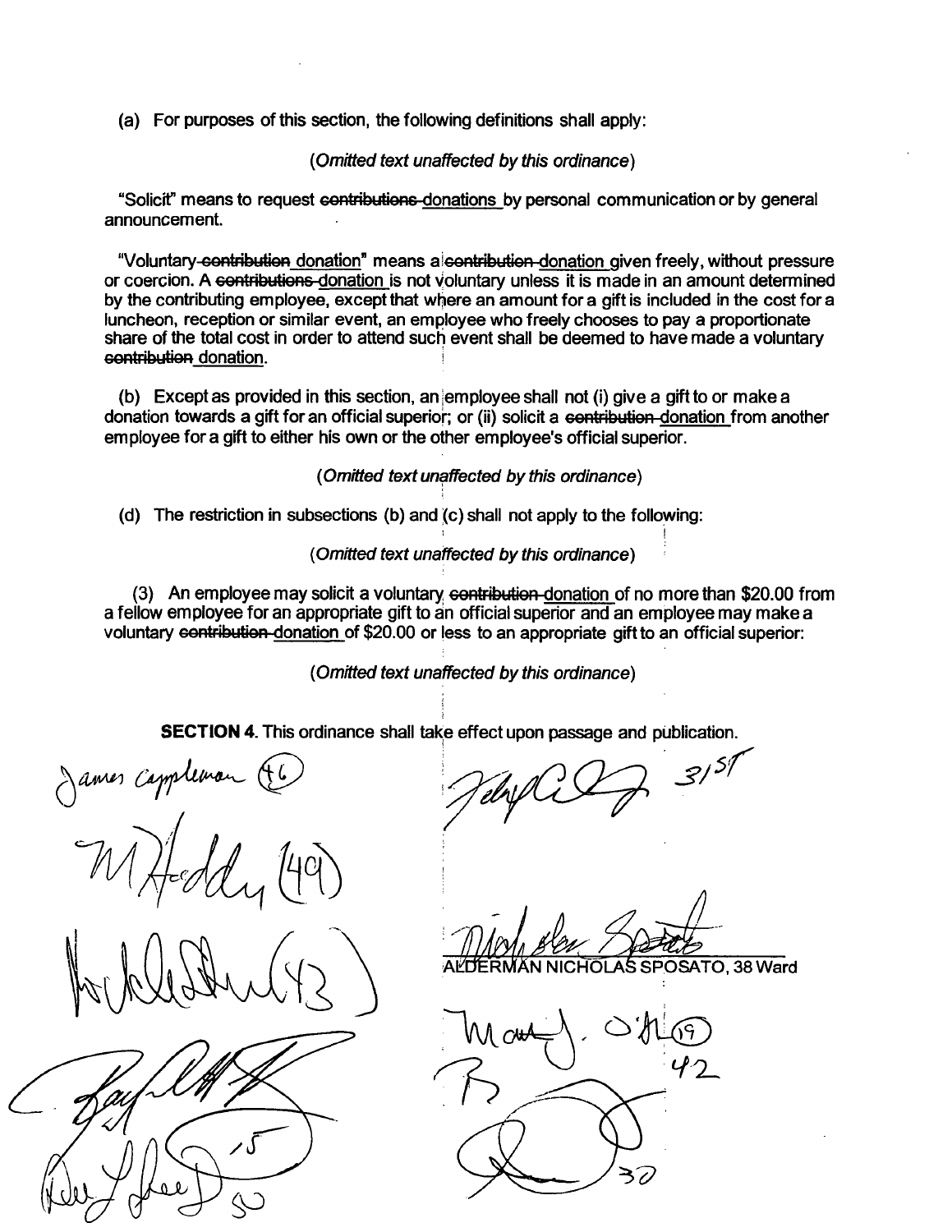(a) For purposes of this section, the following definitions shall apply:

*(Omitted text unaffected by this ordinance)*

"Solicit" means to request ~~contributions~~ donations by personal communication or by general announcement.

"Voluntary ~~contribution~~ donation" means a ~~contribution~~ donation given freely, without pressure or coercion. A ~~contributions~~ donation is not voluntary unless it is made in an amount determined by the contributing employee, except that where an amount for a gift is included in the cost for a luncheon, reception or similar event, an employee who freely chooses to pay a proportionate share of the total cost in order to attend such event shall be deemed to have made a voluntary ~~contribution~~ donation.

(b) Except as provided in this section, an employee shall not (i) give a gift to or make a donation towards a gift for an official superior; or (ii) solicit a ~~contribution~~ donation from another employee for a gift to either his own or the other employee's official superior.

*(Omitted text unaffected by this ordinance)*

(d) The restriction in subsections (b) and (c) shall not apply to the following:

*(Omitted text unaffected by this ordinance)*

(3) An employee may solicit a voluntary ~~contribution~~ donation of no more than $20.00 from a fellow employee for an appropriate gift to an official superior and an employee may make a voluntary ~~contribution~~ donation of $20.00 or less to an appropriate gift to an official superior:

*(Omitted text unaffected by this ordinance)*

**SECTION 4.** This ordinance shall take effect upon passage and publication.

James Cappleman (46)

M Hadden (49)

(43)

15

50

31st

ALDERMAN NICHOLAS SPOSATO, 38 Ward

Mary J. O'C (19)

42

30